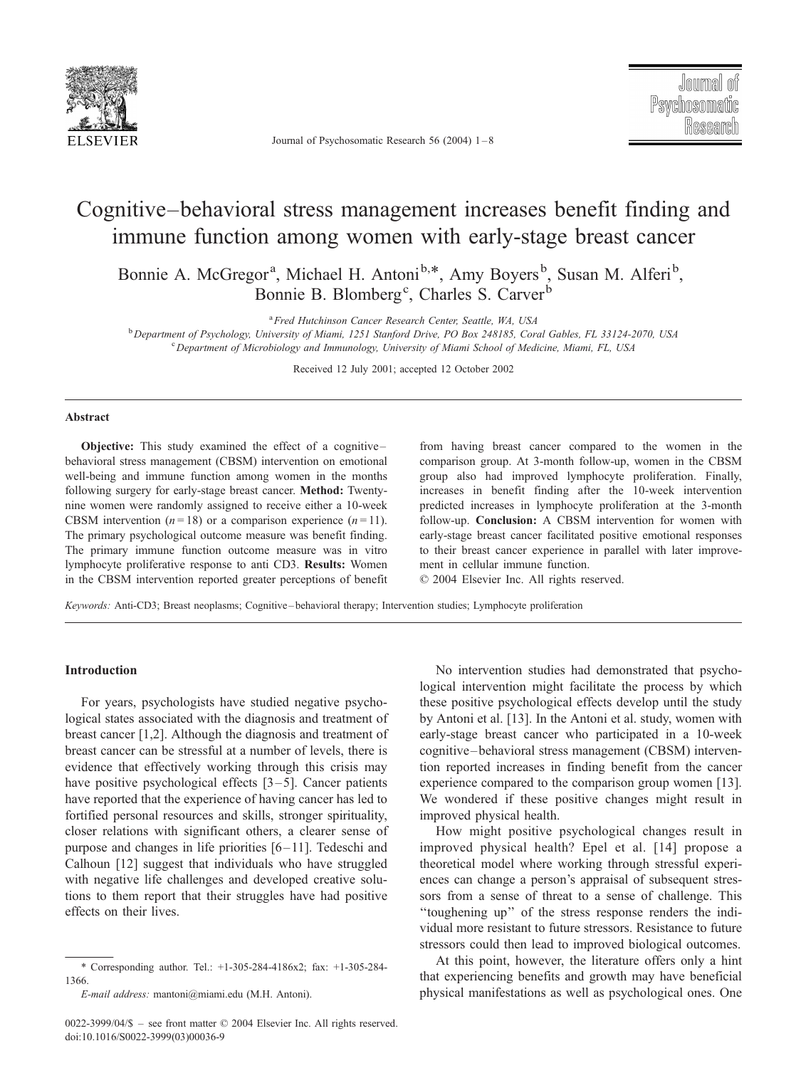// Cognitive–behavioral stress management increases benefit finding and immune function among women with early-stage breast cancer

Bonnie A. McGregor[a], Michael H. Antoni[b,*], Amy Boyers[b], Susan M. Alferi[b], Bonnie B. Blomberg[c], Charles S. Carver[b]

[a] *Fred Hutchinson Cancer Research Center, Seattle, WA, USA*
[b] *Department of Psychology, University of Miami, 1251 Stanford Drive, PO Box 248185, Coral Gables, FL 33124-2070, USA*
[c] *Department of Microbiology and Immunology, University of Miami School of Medicine, Miami, FL, USA*

Received 12 July 2001; accepted 12 October 2002

## Abstract

**Objective:** This study examined the effect of a cognitive–behavioral stress management (CBSM) intervention on emotional well-being and immune function among women in the months following surgery for early-stage breast cancer. **Method:** Twenty-nine women were randomly assigned to receive either a 10-week CBSM intervention ($n = 18$) or a comparison experience ($n = 11$). The primary psychological outcome measure was benefit finding. The primary immune function outcome measure was in vitro lymphocyte proliferative response to anti CD3. **Results:** Women in the CBSM intervention reported greater perceptions of benefit from having breast cancer compared to the women in the comparison group. At 3-month follow-up, women in the CBSM group also had improved lymphocyte proliferation. Finally, increases in benefit finding after the 10-week intervention predicted increases in lymphocyte proliferation at the 3-month follow-up. **Conclusion:** A CBSM intervention for women with early-stage breast cancer facilitated positive emotional responses to their breast cancer experience in parallel with later improvement in cellular immune function.

© 2004 Elsevier Inc. All rights reserved.

*Keywords:* Anti-CD3; Breast neoplasms; Cognitive–behavioral therapy; Intervention studies; Lymphocyte proliferation

## Introduction

For years, psychologists have studied negative psychological states associated with the diagnosis and treatment of breast cancer [1,2]. Although the diagnosis and treatment of breast cancer can be stressful at a number of levels, there is evidence that effectively working through this crisis may have positive psychological effects [3–5]. Cancer patients have reported that the experience of having cancer has led to fortified personal resources and skills, stronger spirituality, closer relations with significant others, a clearer sense of purpose and changes in life priorities [6–11]. Tedeschi and Calhoun [12] suggest that individuals who have struggled with negative life challenges and developed creative solutions to them report that their struggles have had positive effects on their lives.

No intervention studies had demonstrated that psychological intervention might facilitate the process by which these positive psychological effects develop until the study by Antoni et al. [13]. In the Antoni et al. study, women with early-stage breast cancer who participated in a 10-week cognitive–behavioral stress management (CBSM) intervention reported increases in finding benefit from the cancer experience compared to the comparison group women [13]. We wondered if these positive changes might result in improved physical health.

How might positive psychological changes result in improved physical health? Epel et al. [14] propose a theoretical model where working through stressful experiences can change a person's appraisal of subsequent stressors from a sense of threat to a sense of challenge. This "toughening up" of the stress response renders the individual more resistant to future stressors. Resistance to future stressors could then lead to improved biological outcomes.

At this point, however, the literature offers only a hint that experiencing benefits and growth may have beneficial physical manifestations as well as psychological ones. One

\* Corresponding author. Tel.: +1-305-284-4186x2; fax: +1-305-284-1366.
*E-mail address:* mantoni@miami.edu (M.H. Antoni).

0022-3999/04/$ – see front matter © 2004 Elsevier Inc. All rights reserved.
doi:10.1016/S0022-3999(03)00036-9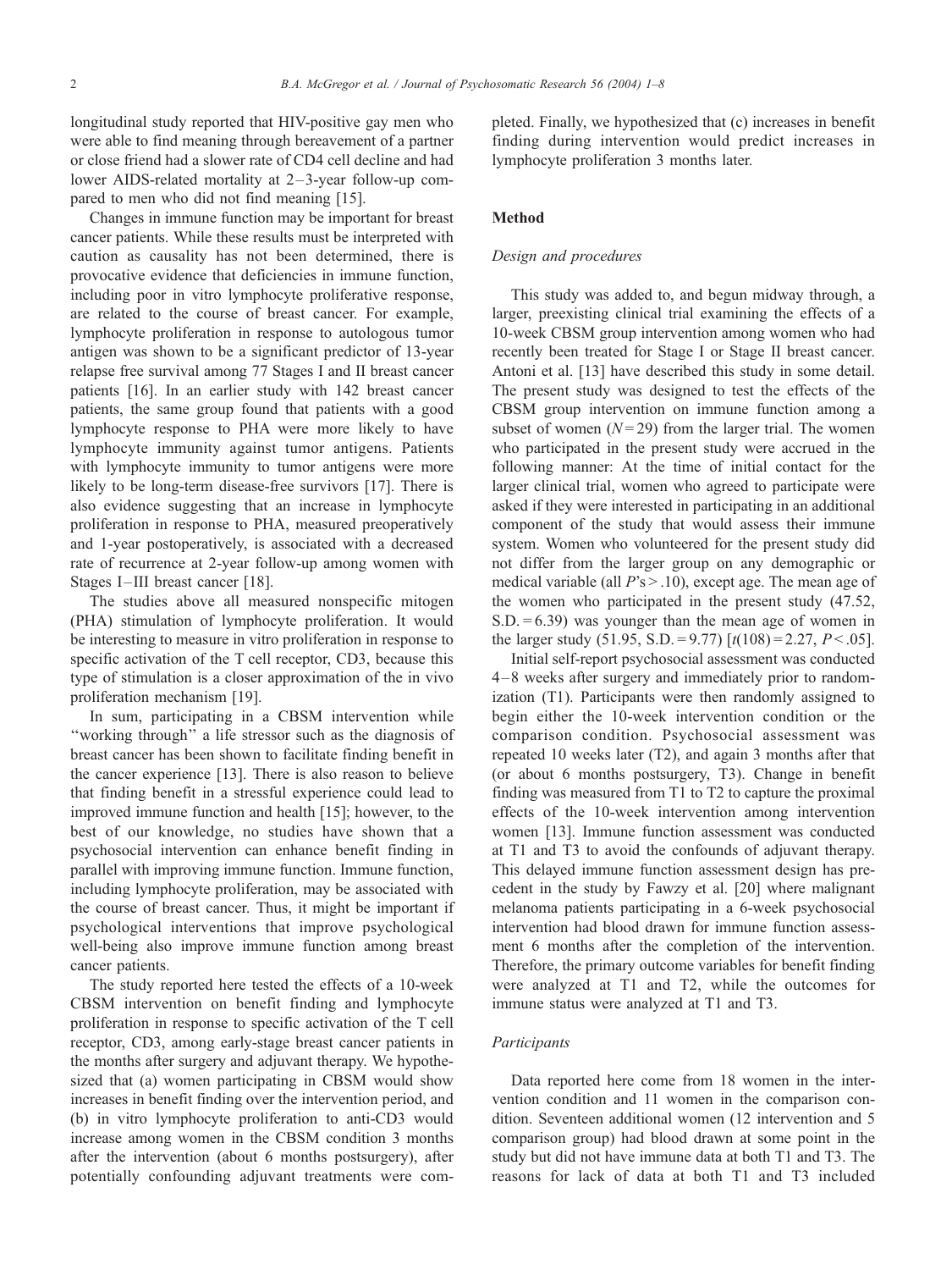longitudinal study reported that HIV-positive gay men who were able to find meaning through bereavement of a partner or close friend had a slower rate of CD4 cell decline and had lower AIDS-related mortality at 2–3-year follow-up compared to men who did not find meaning [15].

Changes in immune function may be important for breast cancer patients. While these results must be interpreted with caution as causality has not been determined, there is provocative evidence that deficiencies in immune function, including poor in vitro lymphocyte proliferative response, are related to the course of breast cancer. For example, lymphocyte proliferation in response to autologous tumor antigen was shown to be a significant predictor of 13-year relapse free survival among 77 Stages I and II breast cancer patients [16]. In an earlier study with 142 breast cancer patients, the same group found that patients with a good lymphocyte response to PHA were more likely to have lymphocyte immunity against tumor antigens. Patients with lymphocyte immunity to tumor antigens were more likely to be long-term disease-free survivors [17]. There is also evidence suggesting that an increase in lymphocyte proliferation in response to PHA, measured preoperatively and 1-year postoperatively, is associated with a decreased rate of recurrence at 2-year follow-up among women with Stages I–III breast cancer [18].

The studies above all measured nonspecific mitogen (PHA) stimulation of lymphocyte proliferation. It would be interesting to measure in vitro proliferation in response to specific activation of the T cell receptor, CD3, because this type of stimulation is a closer approximation of the in vivo proliferation mechanism [19].

In sum, participating in a CBSM intervention while "working through" a life stressor such as the diagnosis of breast cancer has been shown to facilitate finding benefit in the cancer experience [13]. There is also reason to believe that finding benefit in a stressful experience could lead to improved immune function and health [15]; however, to the best of our knowledge, no studies have shown that a psychosocial intervention can enhance benefit finding in parallel with improving immune function. Immune function, including lymphocyte proliferation, may be associated with the course of breast cancer. Thus, it might be important if psychological interventions that improve psychological well-being also improve immune function among breast cancer patients.

The study reported here tested the effects of a 10-week CBSM intervention on benefit finding and lymphocyte proliferation in response to specific activation of the T cell receptor, CD3, among early-stage breast cancer patients in the months after surgery and adjuvant therapy. We hypothesized that (a) women participating in CBSM would show increases in benefit finding over the intervention period, and (b) in vitro lymphocyte proliferation to anti-CD3 would increase among women in the CBSM condition 3 months after the intervention (about 6 months postsurgery), after potentially confounding adjuvant treatments were completed. Finally, we hypothesized that (c) increases in benefit finding during intervention would predict increases in lymphocyte proliferation 3 months later.

## Method

### *Design and procedures*

This study was added to, and begun midway through, a larger, preexisting clinical trial examining the effects of a 10-week CBSM group intervention among women who had recently been treated for Stage I or Stage II breast cancer. Antoni et al. [13] have described this study in some detail. The present study was designed to test the effects of the CBSM group intervention on immune function among a subset of women ($N = 29$) from the larger trial. The women who participated in the present study were accrued in the following manner: At the time of initial contact for the larger clinical trial, women who agreed to participate were asked if they were interested in participating in an additional component of the study that would assess their immune system. Women who volunteered for the present study did not differ from the larger group on any demographic or medical variable (all $P$'s > .10), except age. The mean age of the women who participated in the present study (47.52, S.D. = 6.39) was younger than the mean age of women in the larger study (51.95, S.D. = 9.77) [$t(108) = 2.27$, $P < .05$].

Initial self-report psychosocial assessment was conducted 4–8 weeks after surgery and immediately prior to randomization (T1). Participants were then randomly assigned to begin either the 10-week intervention condition or the comparison condition. Psychosocial assessment was repeated 10 weeks later (T2), and again 3 months after that (or about 6 months postsurgery, T3). Change in benefit finding was measured from T1 to T2 to capture the proximal effects of the 10-week intervention among intervention women [13]. Immune function assessment was conducted at T1 and T3 to avoid the confounds of adjuvant therapy. This delayed immune function assessment design has precedent in the study by Fawzy et al. [20] where malignant melanoma patients participating in a 6-week psychosocial intervention had blood drawn for immune function assessment 6 months after the completion of the intervention. Therefore, the primary outcome variables for benefit finding were analyzed at T1 and T2, while the outcomes for immune status were analyzed at T1 and T3.

### *Participants*

Data reported here come from 18 women in the intervention condition and 11 women in the comparison condition. Seventeen additional women (12 intervention and 5 comparison group) had blood drawn at some point in the study but did not have immune data at both T1 and T3. The reasons for lack of data at both T1 and T3 included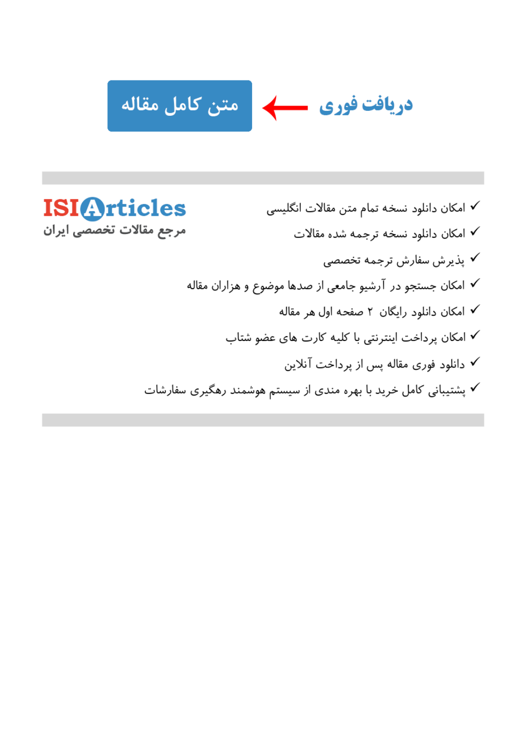دریافت فوری ← متن کامل مقاله

**ISIArticles**
مرجع مقالات تخصصی ایران

- ✓ امکان دانلود نسخه تمام متن مقالات انگلیسی
- ✓ امکان دانلود نسخه ترجمه شده مقالات
- ✓ پذیرش سفارش ترجمه تخصصی
- ✓ امکان جستجو در آرشیو جامعی از صدها موضوع و هزاران مقاله
- ✓ امکان دانلود رایگان ۲ صفحه اول هر مقاله
- ✓ امکان پرداخت اینترنتی با کلیه کارت های عضو شتاب
- ✓ دانلود فوری مقاله پس از پرداخت آنلاین
- ✓ پشتیبانی کامل خرید با بهره مندی از سیستم هوشمند رهگیری سفارشات